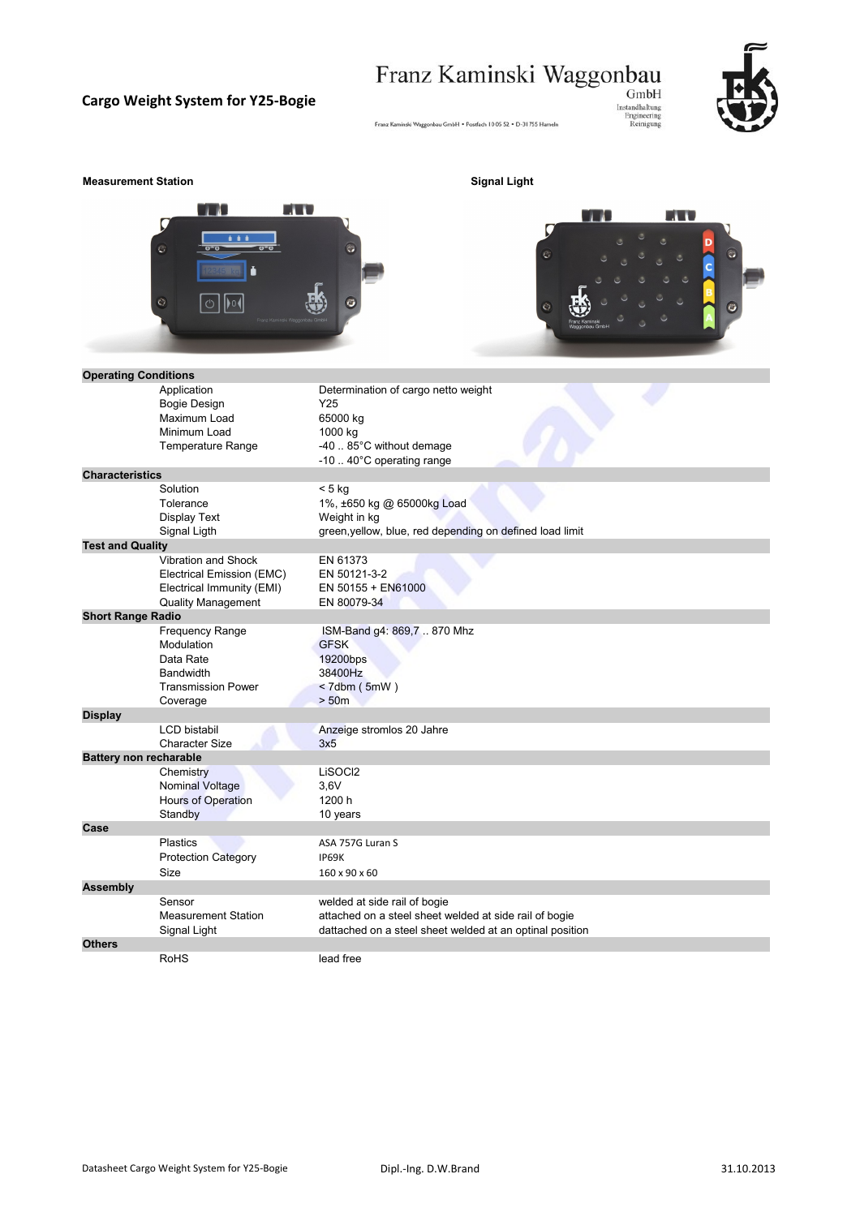# Cargo Weight System for Y25-Bogie

Franz Kaminski Waggonbau GmbH

Instandhaltung
Engineering
Reinigung

Franz Kaminski Waggonbau GmbH • Postfach 10 05 52 • D-31 755 Hameln

**Measurement Station** | **Signal Light**

| | |
|---|---|
| **Operating Conditions** | |
| Application | Determination of cargo netto weight |
| Bogie Design | Y25 |
| Maximum Load | 65000 kg |
| Minimum Load | 1000 kg |
| Temperature Range | -40 .. 85°C without demage |
| | -10 .. 40°C operating range |
| **Characteristics** | |
| Solution | < 5 kg |
| Tolerance | 1%, ±650 kg @ 65000kg Load |
| Display Text | Weight in kg |
| Signal Ligth | green,yellow, blue, red depending on defined load limit |
| **Test and Quality** | |
| Vibration and Shock | EN 61373 |
| Electrical Emission (EMC) | EN 50121-3-2 |
| Electrical Immunity (EMI) | EN 50155 + EN61000 |
| Quality Management | EN 80079-34 |
| **Short Range Radio** | |
| Frequency Range | ISM-Band g4: 869,7 .. 870 Mhz |
| Modulation | GFSK |
| Data Rate | 19200bps |
| Bandwidth | 38400Hz |
| Transmission Power | < 7dbm ( 5mW ) |
| Coverage | > 50m |
| **Display** | |
| LCD bistabil | Anzeige stromlos 20 Jahre |
| Character Size | 3x5 |
| **Battery non recharable** | |
| Chemistry | LiSOCl2 |
| Nominal Voltage | 3,6V |
| Hours of Operation | 1200 h |
| Standby | 10 years |
| **Case** | |
| Plastics | ASA 757G Luran S |
| Protection Category | IP69K |
| Size | 160 x 90 x 60 |
| **Assembly** | |
| Sensor | welded at side rail of bogie |
| Measurement Station | attached on a steel sheet welded at side rail of bogie |
| Signal Light | dattached on a steel sheet welded at an optinal position |
| **Others** | |
| RoHS | lead free |

Datasheet Cargo Weight System for Y25-Bogie — Dipl.-Ing. D.W.Brand — 31.10.2013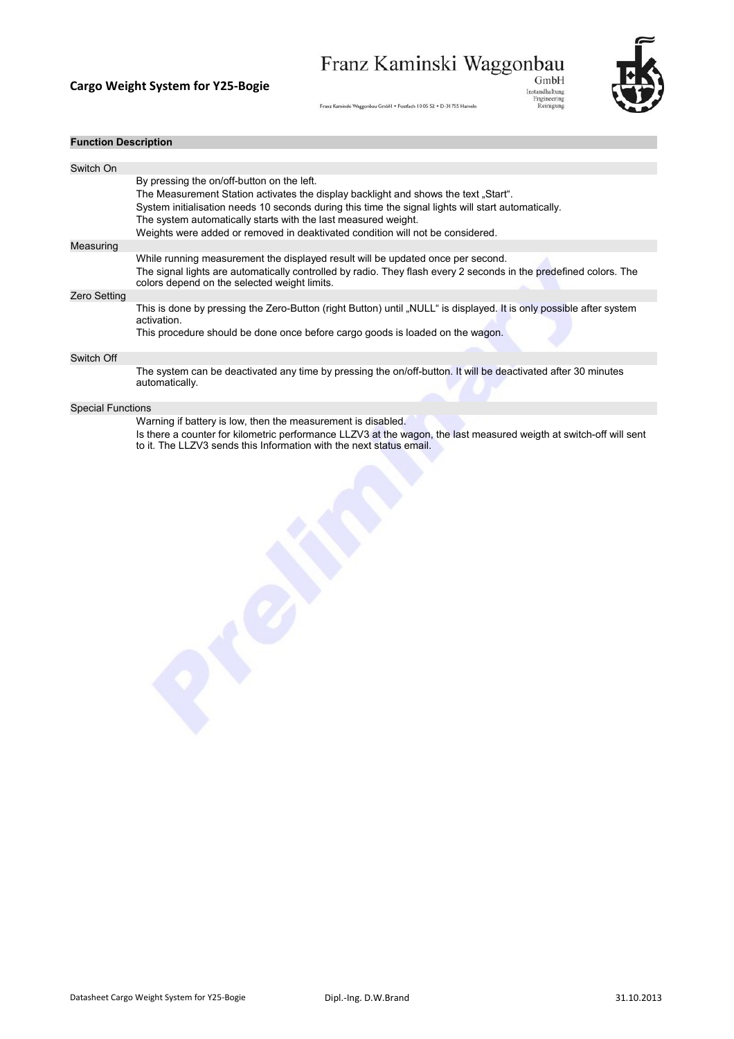## Function Description

### Switch On

By pressing the on/off-button on the left.
The Measurement Station activates the display backlight and shows the text „Start".
System initialisation needs 10 seconds during this time the signal lights will start automatically.
The system automatically starts with the last measured weight.
Weights were added or removed in deaktivated condition will not be considered.

### Measuring

While running measurement the displayed result will be updated once per second.
The signal lights are automatically controlled by radio. They flash every 2 seconds in the predefined colors. The colors depend on the selected weight limits.

### Zero Setting

This is done by pressing the Zero-Button (right Button) until „NULL" is displayed. It is only possible after system activation.
This procedure should be done once before cargo goods is loaded on the wagon.

### Switch Off

The system can be deactivated any time by pressing the on/off-button. It will be deactivated after 30 minutes automatically.

### Special Functions

Warning if battery is low, then the measurement is disabled.
Is there a counter for kilometric performance LLZV3 at the wagon, the last measured weigth at switch-off will sent to it. The LLZV3 sends this Information with the next status email.